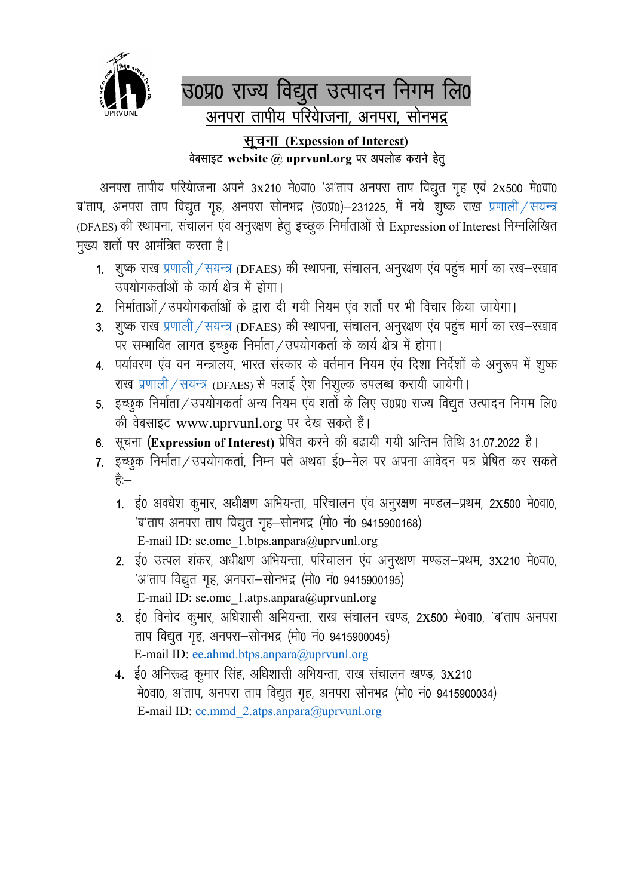# उ0प्र0 राज्य विद्युत उत्पादन निगम लि0

## अनपरा तापीय परियोजना, अनपरा, सोनभद्र

### सूचना (Expression of Interest)

**वेबसाइट website @ uprvunl.org पर अपलोड कराने हेतु**

अनपरा तापीय परियोजना अपने 3x210 मे0वा0 'अ'ताप अनपरा ताप विद्युत गृह एवं 2x500 मे0वा0 ब'ताप, अनपरा ताप विद्युत गृह, अनपरा सोनभद्र (उ0प्र0)–231225, में नये शुष्क राख प्रणाली/सयन्त्र (DFAES) की स्थापना, संचालन एंव अनुरक्षण हेतु इच्छुक निर्माताओं से Expression of Interest निम्नलिखित मुख्य शर्तो पर आमंत्रित करता है।

1. शुष्क राख प्रणाली/सयन्त्र (DFAES) की स्थापना, संचालन, अनुरक्षण एंव पहुंच मार्ग का रख–रखाव उपयोगकर्ताओं के कार्य क्षेत्र में होगा।
2. निर्माताओं/उपयोगकर्ताओं के द्वारा दी गयी नियम एंव शर्तो पर भी विचार किया जायेगा।
3. शुष्क राख प्रणाली/सयन्त्र (DFAES) की स्थापना, संचालन, अनुरक्षण एंव पहुंच मार्ग का रख–रखाव पर सम्भावित लागत इच्छुक निर्माता/उपयोगकर्ता के कार्य क्षेत्र में होगा।
4. पर्यावरण एंव वन मन्त्रालय, भारत संरकार के वर्तमान नियम एंव दिशा निर्देशों के अनुरूप में शुष्क राख प्रणाली/सयन्त्र (DFAES) से फ्लाई ऐश निशुल्क उपलब्ध करायी जायेगी।
5. इच्छुक निर्माता/उपयोगकर्ता अन्य नियम एंव शर्तो के लिए उ0प्र0 राज्य विद्युत उत्पादन निगम लि0 की वेबसाइट www.uprvunl.org पर देख सकते हैं।
6. सूचना (**Expression of Interest**) प्रेषित करने की बढायी गयी अन्तिम तिथि 31.07.2022 है।
7. इच्छुक निर्माता/उपयोगकर्ता, निम्न पते अथवा ई0–मेल पर अपना आवेदन पत्र प्रेषित कर सकते हैं:–
   1. ई0 अवधेश कुमार, अधीक्षण अभियन्ता, परिचालन एंव अनुरक्षण मण्डल–प्रथम, 2X500 मे0वा0, 'ब'ताप अनपरा ताप विद्युत गृह–सोनभद्र (मो0 नं0 9415900168)
      E-mail ID: se.omc_1.btps.anpara@uprvunl.org
   2. ई0 उत्पल शंकर, अधीक्षण अभियन्ता, परिचालन एंव अनुरक्षण मण्डल–प्रथम, 3X210 मे0वा0, 'अ'ताप विद्युत गृह, अनपरा–सोनभद्र (मो0 नं0 9415900195)
      E-mail ID: se.omc_1.atps.anpara@uprvunl.org
   3. ई0 विनोद कुमार, अधिशासी अभियन्ता, राख संचालन खण्ड, 2X500 मे0वा0, 'ब'ताप अनपरा ताप विद्युत गृह, अनपरा–सोनभद्र (मो0 नं0 9415900045)
      E-mail ID: ee.ahmd.btps.anpara@uprvunl.org
   4. ई0 अनिरूद्ध कुमार सिंह, अधिशासी अभियन्ता, राख संचालन खण्ड, 3X210 मे0वा0, अ'ताप, अनपरा ताप विद्युत गृह, अनपरा सोनभद्र (मो0 नं0 9415900034)
      E-mail ID: ee.mmd_2.atps.anpara@uprvunl.org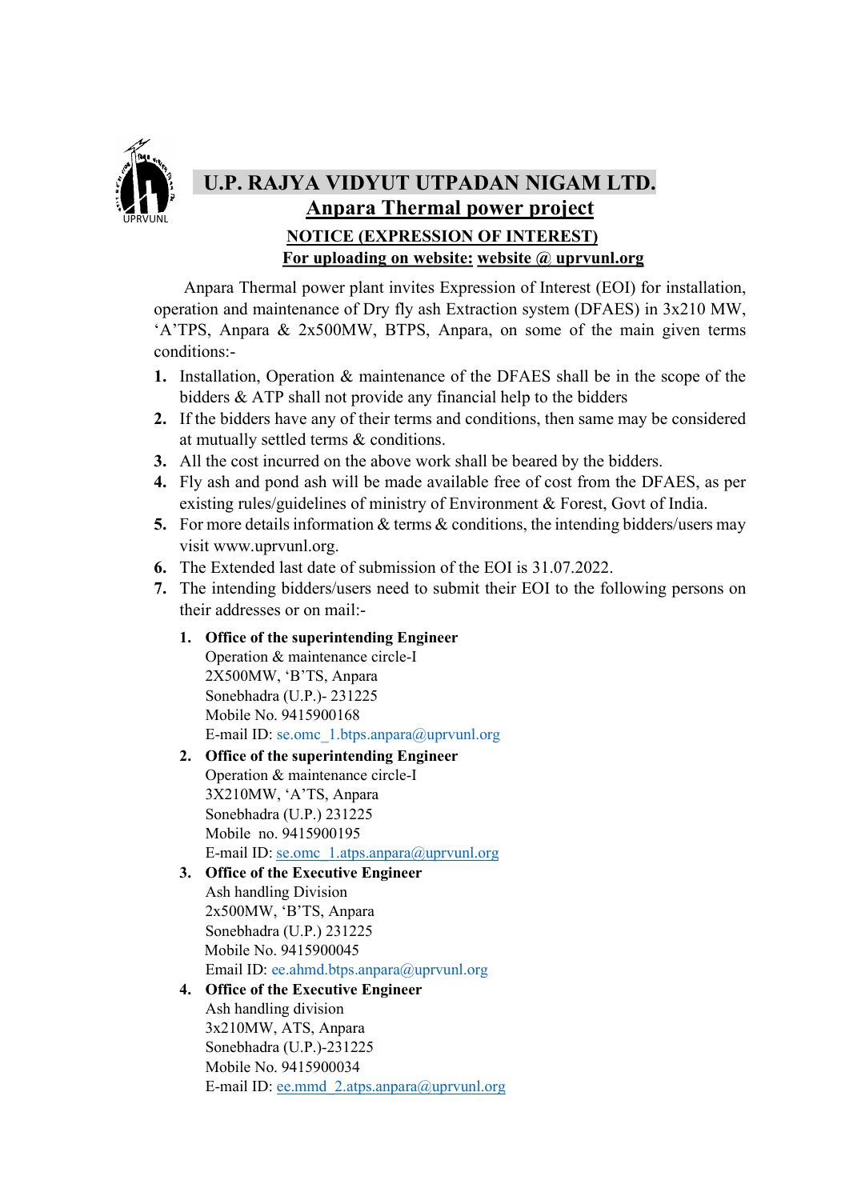# U.P. RAJYA VIDYUT UTPADAN NIGAM LTD.

## Anpara Thermal power project

### NOTICE (EXPRESSION OF INTEREST)

**For uploading on website: website @ uprvunl.org**

Anpara Thermal power plant invites Expression of Interest (EOI) for installation, operation and maintenance of Dry fly ash Extraction system (DFAES) in 3x210 MW, 'A'TPS, Anpara & 2x500MW, BTPS, Anpara, on some of the main given terms conditions:-

1. Installation, Operation & maintenance of the DFAES shall be in the scope of the bidders & ATP shall not provide any financial help to the bidders
2. If the bidders have any of their terms and conditions, then same may be considered at mutually settled terms & conditions.
3. All the cost incurred on the above work shall be beared by the bidders.
4. Fly ash and pond ash will be made available free of cost from the DFAES, as per existing rules/guidelines of ministry of Environment & Forest, Govt of India.
5. For more details information & terms & conditions, the intending bidders/users may visit www.uprvunl.org.
6. The Extended last date of submission of the EOI is 31.07.2022.
7. The intending bidders/users need to submit their EOI to the following persons on their addresses or on mail:-

   1. **Office of the superintending Engineer**
      Operation & maintenance circle-I
      2X500MW, 'B'TS, Anpara
      Sonebhadra (U.P.)- 231225
      Mobile No. 9415900168
      E-mail ID: se.omc_1.btps.anpara@uprvunl.org
   2. **Office of the superintending Engineer**
      Operation & maintenance circle-I
      3X210MW, 'A'TS, Anpara
      Sonebhadra (U.P.) 231225
      Mobile no. 9415900195
      E-mail ID: se.omc_1.atps.anpara@uprvunl.org
   3. **Office of the Executive Engineer**
      Ash handling Division
      2x500MW, 'B'TS, Anpara
      Sonebhadra (U.P.) 231225
      Mobile No. 9415900045
      Email ID: ee.ahmd.btps.anpara@uprvunl.org
   4. **Office of the Executive Engineer**
      Ash handling division
      3x210MW, ATS, Anpara
      Sonebhadra (U.P.)-231225
      Mobile No. 9415900034
      E-mail ID: ee.mmd_2.atps.anpara@uprvunl.org